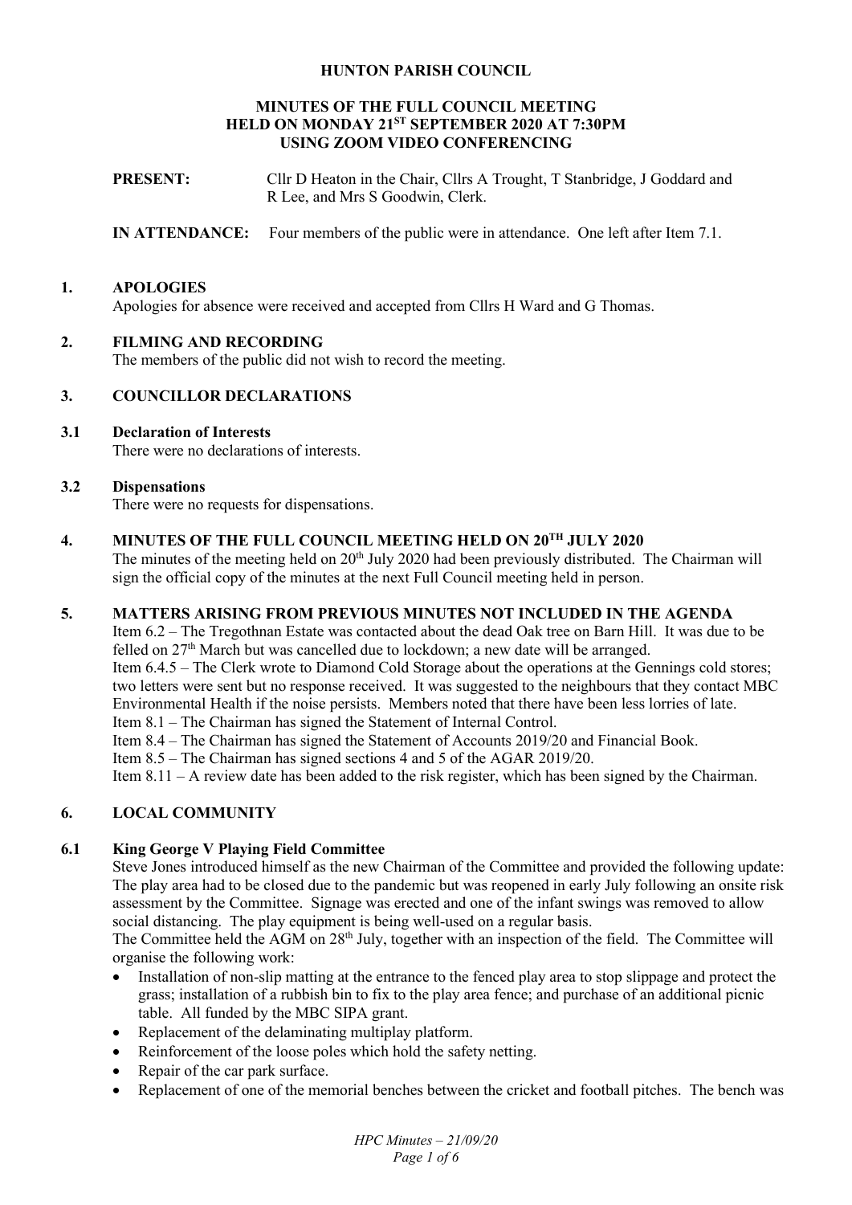# HUNTON PARISH COUNCIL

## MINUTES OF THE FULL COUNCIL MEETING HELD ON MONDAY 21ST SEPTEMBER 2020 AT 7:30PM USING ZOOM VIDEO CONFERENCING

**PRESENT:** Cllr D Heaton in the Chair, Cllrs A Trought, T Stanbridge, J Goddard and R Lee, and Mrs S Goodwin, Clerk.

**IN ATTENDANCE:** Four members of the public were in attendance. One left after Item 7.1.

### 1. APOLOGIES

Apologies for absence were received and accepted from Cllrs H Ward and G Thomas.

### 2. FILMING AND RECORDING

The members of the public did not wish to record the meeting.

### 3. COUNCILLOR DECLARATIONS

#### 3.1 Declaration of Interests

There were no declarations of interests.

#### 3.2 Dispensations

There were no requests for dispensations.

### 4. MINUTES OF THE FULL COUNCIL MEETING HELD ON 20TH JULY 2020

The minutes of the meeting held on 20th July 2020 had been previously distributed. The Chairman will sign the official copy of the minutes at the next Full Council meeting held in person.

### 5. MATTERS ARISING FROM PREVIOUS MINUTES NOT INCLUDED IN THE AGENDA

Item 6.2 – The Tregothnan Estate was contacted about the dead Oak tree on Barn Hill. It was due to be felled on 27th March but was cancelled due to lockdown; a new date will be arranged.
Item 6.4.5 – The Clerk wrote to Diamond Cold Storage about the operations at the Gennings cold stores; two letters were sent but no response received. It was suggested to the neighbours that they contact MBC Environmental Health if the noise persists. Members noted that there have been less lorries of late.
Item 8.1 – The Chairman has signed the Statement of Internal Control.
Item 8.4 – The Chairman has signed the Statement of Accounts 2019/20 and Financial Book.
Item 8.5 – The Chairman has signed sections 4 and 5 of the AGAR 2019/20.
Item 8.11 – A review date has been added to the risk register, which has been signed by the Chairman.

### 6. LOCAL COMMUNITY

#### 6.1 King George V Playing Field Committee

Steve Jones introduced himself as the new Chairman of the Committee and provided the following update: The play area had to be closed due to the pandemic but was reopened in early July following an onsite risk assessment by the Committee. Signage was erected and one of the infant swings was removed to allow social distancing. The play equipment is being well-used on a regular basis.
The Committee held the AGM on 28th July, together with an inspection of the field. The Committee will organise the following work:

- Installation of non-slip matting at the entrance to the fenced play area to stop slippage and protect the grass; installation of a rubbish bin to fix to the play area fence; and purchase of an additional picnic table. All funded by the MBC SIPA grant.
- Replacement of the delaminating multiplay platform.
- Reinforcement of the loose poles which hold the safety netting.
- Repair of the car park surface.
- Replacement of one of the memorial benches between the cricket and football pitches. The bench was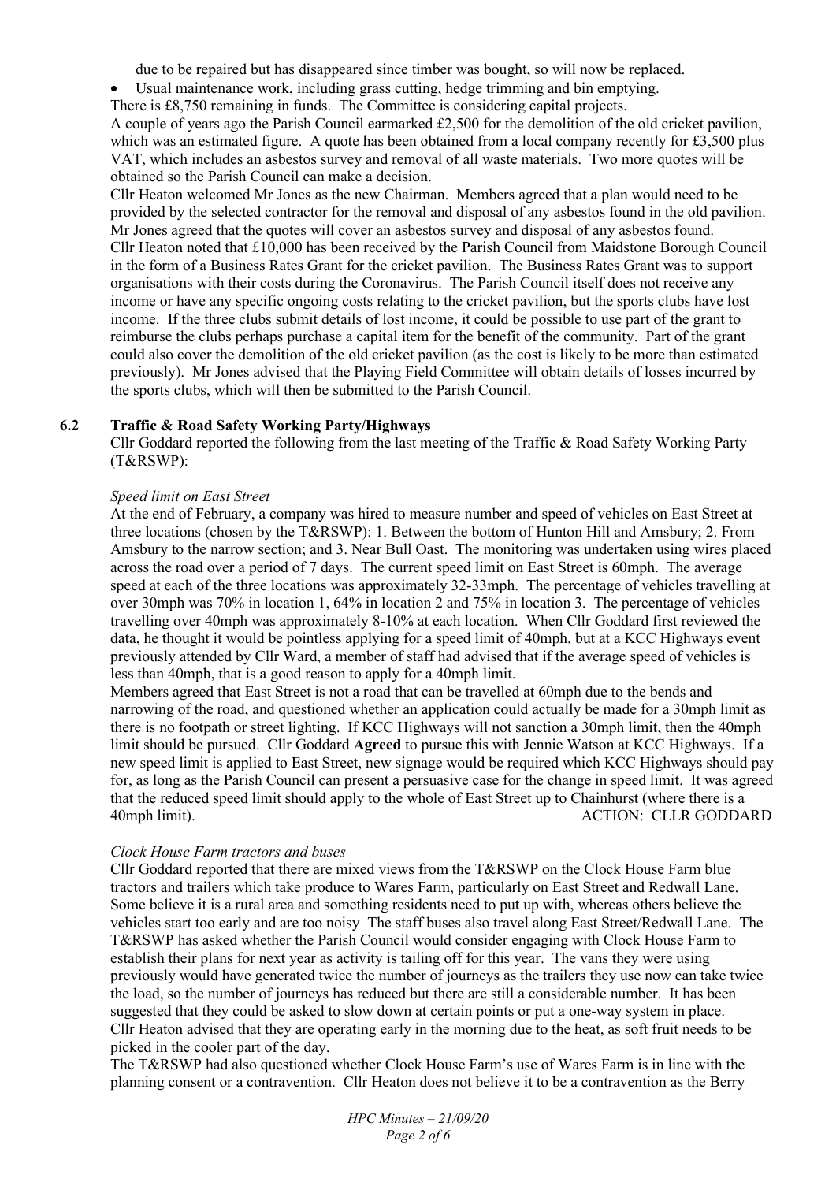due to be repaired but has disappeared since timber was bought, so will now be replaced.

- Usual maintenance work, including grass cutting, hedge trimming and bin emptying.

There is £8,750 remaining in funds. The Committee is considering capital projects.

A couple of years ago the Parish Council earmarked £2,500 for the demolition of the old cricket pavilion, which was an estimated figure. A quote has been obtained from a local company recently for £3,500 plus VAT, which includes an asbestos survey and removal of all waste materials. Two more quotes will be obtained so the Parish Council can make a decision.

Cllr Heaton welcomed Mr Jones as the new Chairman. Members agreed that a plan would need to be provided by the selected contractor for the removal and disposal of any asbestos found in the old pavilion. Mr Jones agreed that the quotes will cover an asbestos survey and disposal of any asbestos found.

Cllr Heaton noted that £10,000 has been received by the Parish Council from Maidstone Borough Council in the form of a Business Rates Grant for the cricket pavilion. The Business Rates Grant was to support organisations with their costs during the Coronavirus. The Parish Council itself does not receive any income or have any specific ongoing costs relating to the cricket pavilion, but the sports clubs have lost income. If the three clubs submit details of lost income, it could be possible to use part of the grant to reimburse the clubs perhaps purchase a capital item for the benefit of the community. Part of the grant could also cover the demolition of the old cricket pavilion (as the cost is likely to be more than estimated previously). Mr Jones advised that the Playing Field Committee will obtain details of losses incurred by the sports clubs, which will then be submitted to the Parish Council.

### 6.2 Traffic & Road Safety Working Party/Highways

Cllr Goddard reported the following from the last meeting of the Traffic & Road Safety Working Party (T&RSWP):

*Speed limit on East Street*

At the end of February, a company was hired to measure number and speed of vehicles on East Street at three locations (chosen by the T&RSWP): 1. Between the bottom of Hunton Hill and Amsbury; 2. From Amsbury to the narrow section; and 3. Near Bull Oast. The monitoring was undertaken using wires placed across the road over a period of 7 days. The current speed limit on East Street is 60mph. The average speed at each of the three locations was approximately 32-33mph. The percentage of vehicles travelling at over 30mph was 70% in location 1, 64% in location 2 and 75% in location 3. The percentage of vehicles travelling over 40mph was approximately 8-10% at each location. When Cllr Goddard first reviewed the data, he thought it would be pointless applying for a speed limit of 40mph, but at a KCC Highways event previously attended by Cllr Ward, a member of staff had advised that if the average speed of vehicles is less than 40mph, that is a good reason to apply for a 40mph limit.

Members agreed that East Street is not a road that can be travelled at 60mph due to the bends and narrowing of the road, and questioned whether an application could actually be made for a 30mph limit as there is no footpath or street lighting. If KCC Highways will not sanction a 30mph limit, then the 40mph limit should be pursued. Cllr Goddard **Agreed** to pursue this with Jennie Watson at KCC Highways. If a new speed limit is applied to East Street, new signage would be required which KCC Highways should pay for, as long as the Parish Council can present a persuasive case for the change in speed limit. It was agreed that the reduced speed limit should apply to the whole of East Street up to Chainhurst (where there is a 40mph limit).

ACTION: CLLR GODDARD

*Clock House Farm tractors and buses*

Cllr Goddard reported that there are mixed views from the T&RSWP on the Clock House Farm blue tractors and trailers which take produce to Wares Farm, particularly on East Street and Redwall Lane. Some believe it is a rural area and something residents need to put up with, whereas others believe the vehicles start too early and are too noisy The staff buses also travel along East Street/Redwall Lane. The T&RSWP has asked whether the Parish Council would consider engaging with Clock House Farm to establish their plans for next year as activity is tailing off for this year. The vans they were using previously would have generated twice the number of journeys as the trailers they use now can take twice the load, so the number of journeys has reduced but there are still a considerable number. It has been suggested that they could be asked to slow down at certain points or put a one-way system in place.

Cllr Heaton advised that they are operating early in the morning due to the heat, as soft fruit needs to be picked in the cooler part of the day.

The T&RSWP had also questioned whether Clock House Farm's use of Wares Farm is in line with the planning consent or a contravention. Cllr Heaton does not believe it to be a contravention as the Berry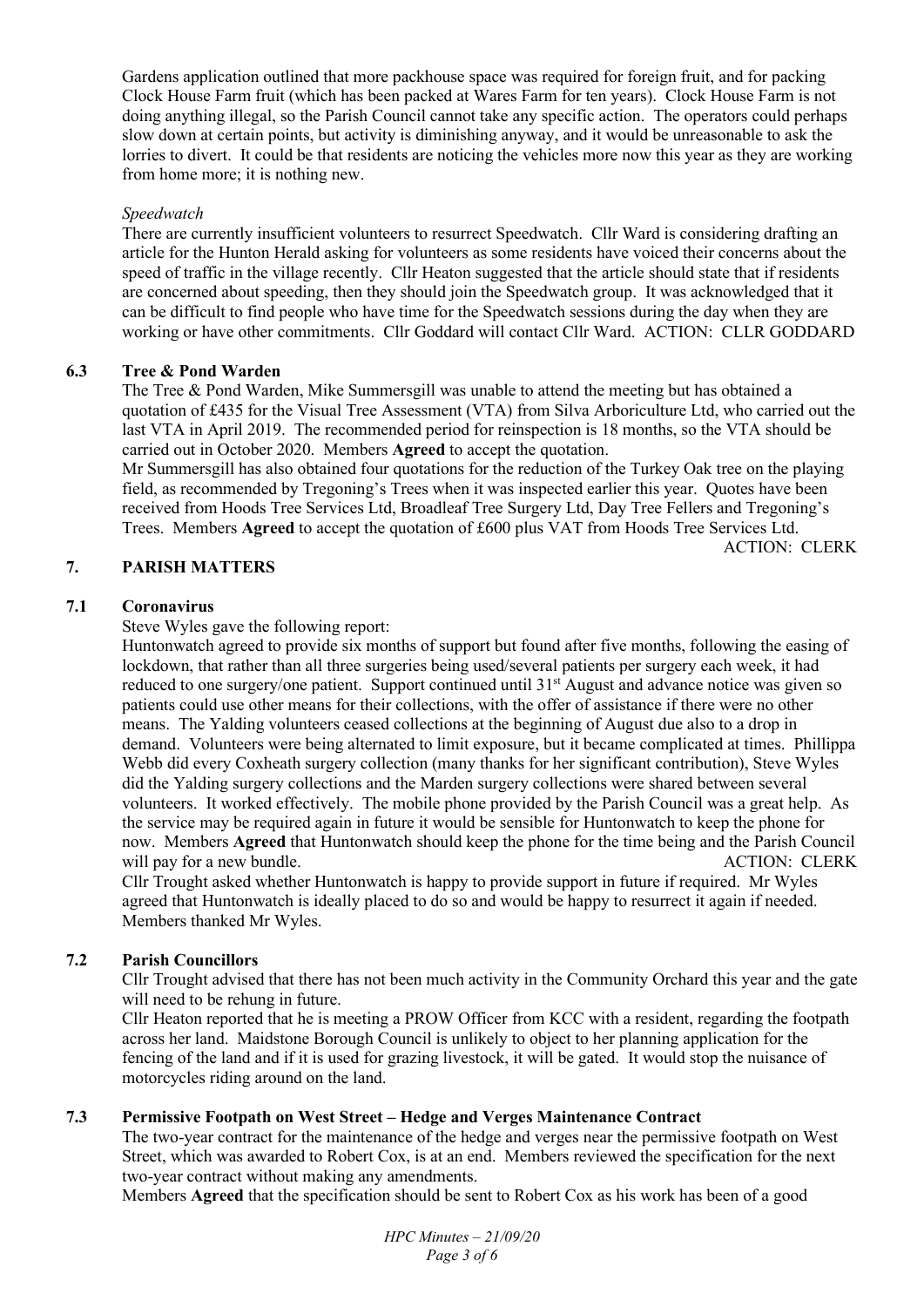Gardens application outlined that more packhouse space was required for foreign fruit, and for packing Clock House Farm fruit (which has been packed at Wares Farm for ten years). Clock House Farm is not doing anything illegal, so the Parish Council cannot take any specific action. The operators could perhaps slow down at certain points, but activity is diminishing anyway, and it would be unreasonable to ask the lorries to divert. It could be that residents are noticing the vehicles more now this year as they are working from home more; it is nothing new.

*Speedwatch*

There are currently insufficient volunteers to resurrect Speedwatch. Cllr Ward is considering drafting an article for the Hunton Herald asking for volunteers as some residents have voiced their concerns about the speed of traffic in the village recently. Cllr Heaton suggested that the article should state that if residents are concerned about speeding, then they should join the Speedwatch group. It was acknowledged that it can be difficult to find people who have time for the Speedwatch sessions during the day when they are working or have other commitments. Cllr Goddard will contact Cllr Ward. ACTION: CLLR GODDARD

### 6.3 Tree & Pond Warden

The Tree & Pond Warden, Mike Summersgill was unable to attend the meeting but has obtained a quotation of £435 for the Visual Tree Assessment (VTA) from Silva Arboriculture Ltd, who carried out the last VTA in April 2019. The recommended period for reinspection is 18 months, so the VTA should be carried out in October 2020. Members **Agreed** to accept the quotation.

Mr Summersgill has also obtained four quotations for the reduction of the Turkey Oak tree on the playing field, as recommended by Tregoning's Trees when it was inspected earlier this year. Quotes have been received from Hoods Tree Services Ltd, Broadleaf Tree Surgery Ltd, Day Tree Fellers and Tregoning's Trees. Members **Agreed** to accept the quotation of £600 plus VAT from Hoods Tree Services Ltd.

ACTION: CLERK

## 7. PARISH MATTERS

### 7.1 Coronavirus

Steve Wyles gave the following report:

Huntonwatch agreed to provide six months of support but found after five months, following the easing of lockdown, that rather than all three surgeries being used/several patients per surgery each week, it had reduced to one surgery/one patient. Support continued until 31st August and advance notice was given so patients could use other means for their collections, with the offer of assistance if there were no other means. The Yalding volunteers ceased collections at the beginning of August due also to a drop in demand. Volunteers were being alternated to limit exposure, but it became complicated at times. Phillippa Webb did every Coxheath surgery collection (many thanks for her significant contribution), Steve Wyles did the Yalding surgery collections and the Marden surgery collections were shared between several volunteers. It worked effectively. The mobile phone provided by the Parish Council was a great help. As the service may be required again in future it would be sensible for Huntonwatch to keep the phone for now. Members **Agreed** that Huntonwatch should keep the phone for the time being and the Parish Council will pay for a new bundle. ACTION: CLERK

Cllr Trought asked whether Huntonwatch is happy to provide support in future if required. Mr Wyles agreed that Huntonwatch is ideally placed to do so and would be happy to resurrect it again if needed. Members thanked Mr Wyles.

### 7.2 Parish Councillors

Cllr Trought advised that there has not been much activity in the Community Orchard this year and the gate will need to be rehung in future.

Cllr Heaton reported that he is meeting a PROW Officer from KCC with a resident, regarding the footpath across her land. Maidstone Borough Council is unlikely to object to her planning application for the fencing of the land and if it is used for grazing livestock, it will be gated. It would stop the nuisance of motorcycles riding around on the land.

### 7.3 Permissive Footpath on West Street – Hedge and Verges Maintenance Contract

The two-year contract for the maintenance of the hedge and verges near the permissive footpath on West Street, which was awarded to Robert Cox, is at an end. Members reviewed the specification for the next two-year contract without making any amendments.

Members **Agreed** that the specification should be sent to Robert Cox as his work has been of a good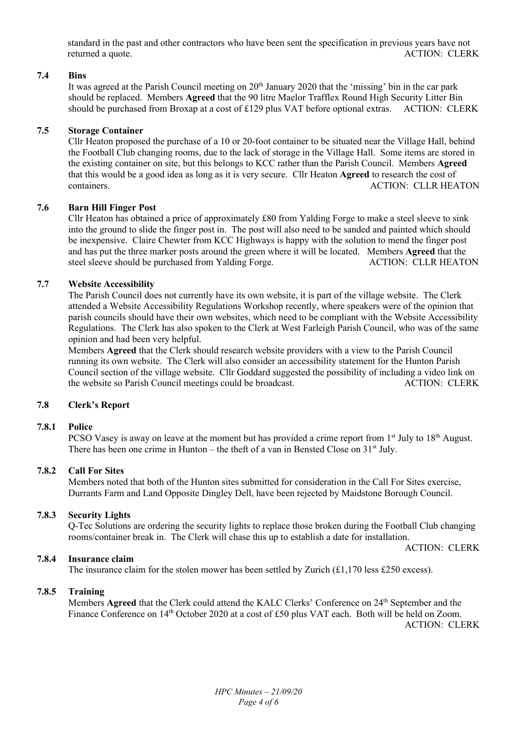standard in the past and other contractors who have been sent the specification in previous years have not returned a quote. ACTION: CLERK

### 7.4 Bins

It was agreed at the Parish Council meeting on 20th January 2020 that the 'missing' bin in the car park should be replaced. Members **Agreed** that the 90 litre Maelor Trafflex Round High Security Litter Bin should be purchased from Broxap at a cost of £129 plus VAT before optional extras. ACTION: CLERK

### 7.5 Storage Container

Cllr Heaton proposed the purchase of a 10 or 20-foot container to be situated near the Village Hall, behind the Football Club changing rooms, due to the lack of storage in the Village Hall. Some items are stored in the existing container on site, but this belongs to KCC rather than the Parish Council. Members **Agreed** that this would be a good idea as long as it is very secure. Cllr Heaton **Agreed** to research the cost of containers. ACTION: CLLR HEATON

### 7.6 Barn Hill Finger Post

Cllr Heaton has obtained a price of approximately £80 from Yalding Forge to make a steel sleeve to sink into the ground to slide the finger post in. The post will also need to be sanded and painted which should be inexpensive. Claire Chewter from KCC Highways is happy with the solution to mend the finger post and has put the three marker posts around the green where it will be located. Members **Agreed** that the steel sleeve should be purchased from Yalding Forge. ACTION: CLLR HEATON

### 7.7 Website Accessibility

The Parish Council does not currently have its own website, it is part of the village website. The Clerk attended a Website Accessibility Regulations Workshop recently, where speakers were of the opinion that parish councils should have their own websites, which need to be compliant with the Website Accessibility Regulations. The Clerk has also spoken to the Clerk at West Farleigh Parish Council, who was of the same opinion and had been very helpful.

Members **Agreed** that the Clerk should research website providers with a view to the Parish Council running its own website. The Clerk will also consider an accessibility statement for the Hunton Parish Council section of the village website. Cllr Goddard suggested the possibility of including a video link on the website so Parish Council meetings could be broadcast. ACTION: CLERK

### 7.8 Clerk's Report

#### 7.8.1 Police

PCSO Vasey is away on leave at the moment but has provided a crime report from 1st July to 18th August. There has been one crime in Hunton – the theft of a van in Bensted Close on 31st July.

#### 7.8.2 Call For Sites

Members noted that both of the Hunton sites submitted for consideration in the Call For Sites exercise, Durrants Farm and Land Opposite Dingley Dell, have been rejected by Maidstone Borough Council.

#### 7.8.3 Security Lights

Q-Tec Solutions are ordering the security lights to replace those broken during the Football Club changing rooms/container break in. The Clerk will chase this up to establish a date for installation.

ACTION: CLERK

#### 7.8.4 Insurance claim

The insurance claim for the stolen mower has been settled by Zurich (£1,170 less £250 excess).

#### 7.8.5 Training

Members **Agreed** that the Clerk could attend the KALC Clerks' Conference on 24th September and the Finance Conference on 14th October 2020 at a cost of £50 plus VAT each. Both will be held on Zoom.

ACTION: CLERK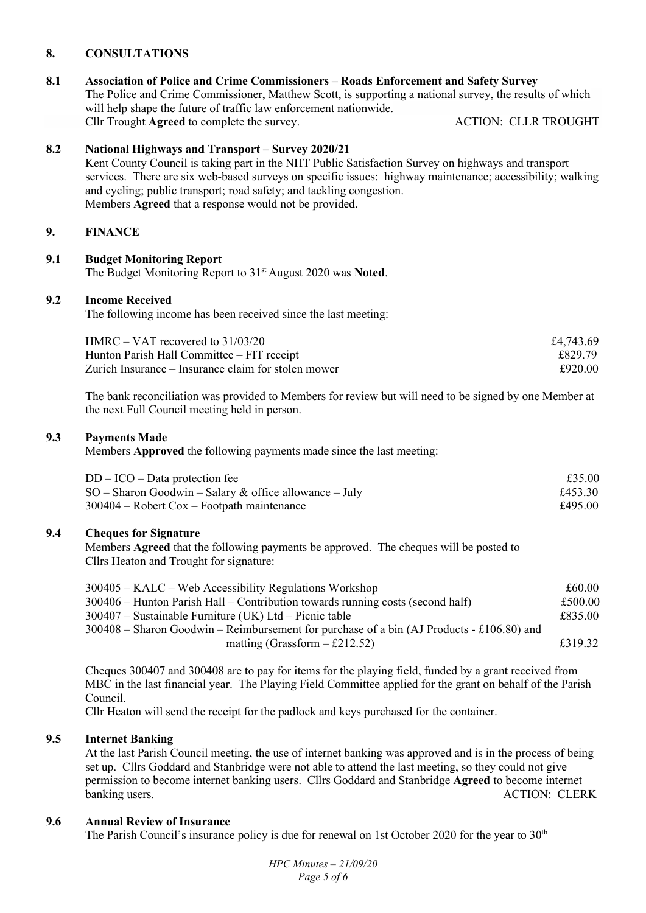## 8. CONSULTATIONS

### 8.1 Association of Police and Crime Commissioners – Roads Enforcement and Safety Survey

The Police and Crime Commissioner, Matthew Scott, is supporting a national survey, the results of which will help shape the future of traffic law enforcement nationwide.

Cllr Trought **Agreed** to complete the survey. ACTION: CLLR TROUGHT

### 8.2 National Highways and Transport – Survey 2020/21

Kent County Council is taking part in the NHT Public Satisfaction Survey on highways and transport services. There are six web-based surveys on specific issues: highway maintenance; accessibility; walking and cycling; public transport; road safety; and tackling congestion.

Members **Agreed** that a response would not be provided.

## 9. FINANCE

### 9.1 Budget Monitoring Report

The Budget Monitoring Report to 31st August 2020 was **Noted**.

### 9.2 Income Received

The following income has been received since the last meeting:

| | |
|---|---|
| HMRC – VAT recovered to 31/03/20 | £4,743.69 |
| Hunton Parish Hall Committee – FIT receipt | £829.79 |
| Zurich Insurance – Insurance claim for stolen mower | £920.00 |

The bank reconciliation was provided to Members for review but will need to be signed by one Member at the next Full Council meeting held in person.

### 9.3 Payments Made

Members **Approved** the following payments made since the last meeting:

| | |
|---|---|
| DD – ICO – Data protection fee | £35.00 |
| SO – Sharon Goodwin – Salary & office allowance – July | £453.30 |
| 300404 – Robert Cox – Footpath maintenance | £495.00 |

### 9.4 Cheques for Signature

Members **Agreed** that the following payments be approved. The cheques will be posted to Cllrs Heaton and Trought for signature:

| | |
|---|---|
| 300405 – KALC – Web Accessibility Regulations Workshop | £60.00 |
| 300406 – Hunton Parish Hall – Contribution towards running costs (second half) | £500.00 |
| 300407 – Sustainable Furniture (UK) Ltd – Picnic table | £835.00 |
| 300408 – Sharon Goodwin – Reimbursement for purchase of a bin (AJ Products - £106.80) and matting (Grassform – £212.52) | £319.32 |

Cheques 300407 and 300408 are to pay for items for the playing field, funded by a grant received from MBC in the last financial year. The Playing Field Committee applied for the grant on behalf of the Parish Council.

Cllr Heaton will send the receipt for the padlock and keys purchased for the container.

### 9.5 Internet Banking

At the last Parish Council meeting, the use of internet banking was approved and is in the process of being set up. Cllrs Goddard and Stanbridge were not able to attend the last meeting, so they could not give permission to become internet banking users. Cllrs Goddard and Stanbridge **Agreed** to become internet banking users. ACTION: CLERK

### 9.6 Annual Review of Insurance

The Parish Council's insurance policy is due for renewal on 1st October 2020 for the year to 30th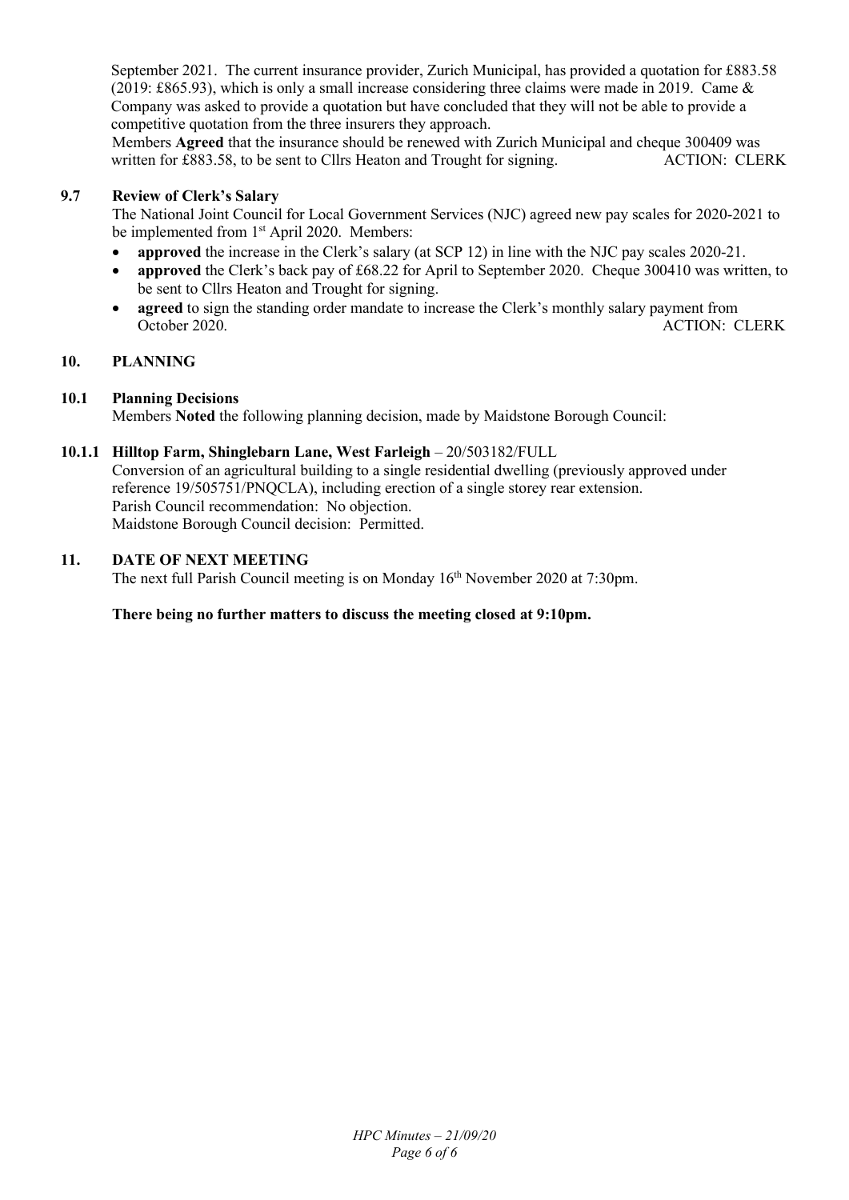September 2021. The current insurance provider, Zurich Municipal, has provided a quotation for £883.58 (2019: £865.93), which is only a small increase considering three claims were made in 2019. Came & Company was asked to provide a quotation but have concluded that they will not be able to provide a competitive quotation from the three insurers they approach.

Members **Agreed** that the insurance should be renewed with Zurich Municipal and cheque 300409 was written for £883.58, to be sent to Cllrs Heaton and Trought for signing. ACTION: CLERK

### 9.7 Review of Clerk's Salary

The National Joint Council for Local Government Services (NJC) agreed new pay scales for 2020-2021 to be implemented from 1st April 2020. Members:

- **approved** the increase in the Clerk's salary (at SCP 12) in line with the NJC pay scales 2020-21.
- **approved** the Clerk's back pay of £68.22 for April to September 2020. Cheque 300410 was written, to be sent to Cllrs Heaton and Trought for signing.
- **agreed** to sign the standing order mandate to increase the Clerk's monthly salary payment from October 2020. ACTION: CLERK

## 10. PLANNING

### 10.1 Planning Decisions

Members **Noted** the following planning decision, made by Maidstone Borough Council:

#### 10.1.1 Hilltop Farm, Shinglebarn Lane, West Farleigh – 20/503182/FULL

Conversion of an agricultural building to a single residential dwelling (previously approved under reference 19/505751/PNQCLA), including erection of a single storey rear extension.
Parish Council recommendation: No objection.
Maidstone Borough Council decision: Permitted.

## 11. DATE OF NEXT MEETING

The next full Parish Council meeting is on Monday 16th November 2020 at 7:30pm.

**There being no further matters to discuss the meeting closed at 9:10pm.**